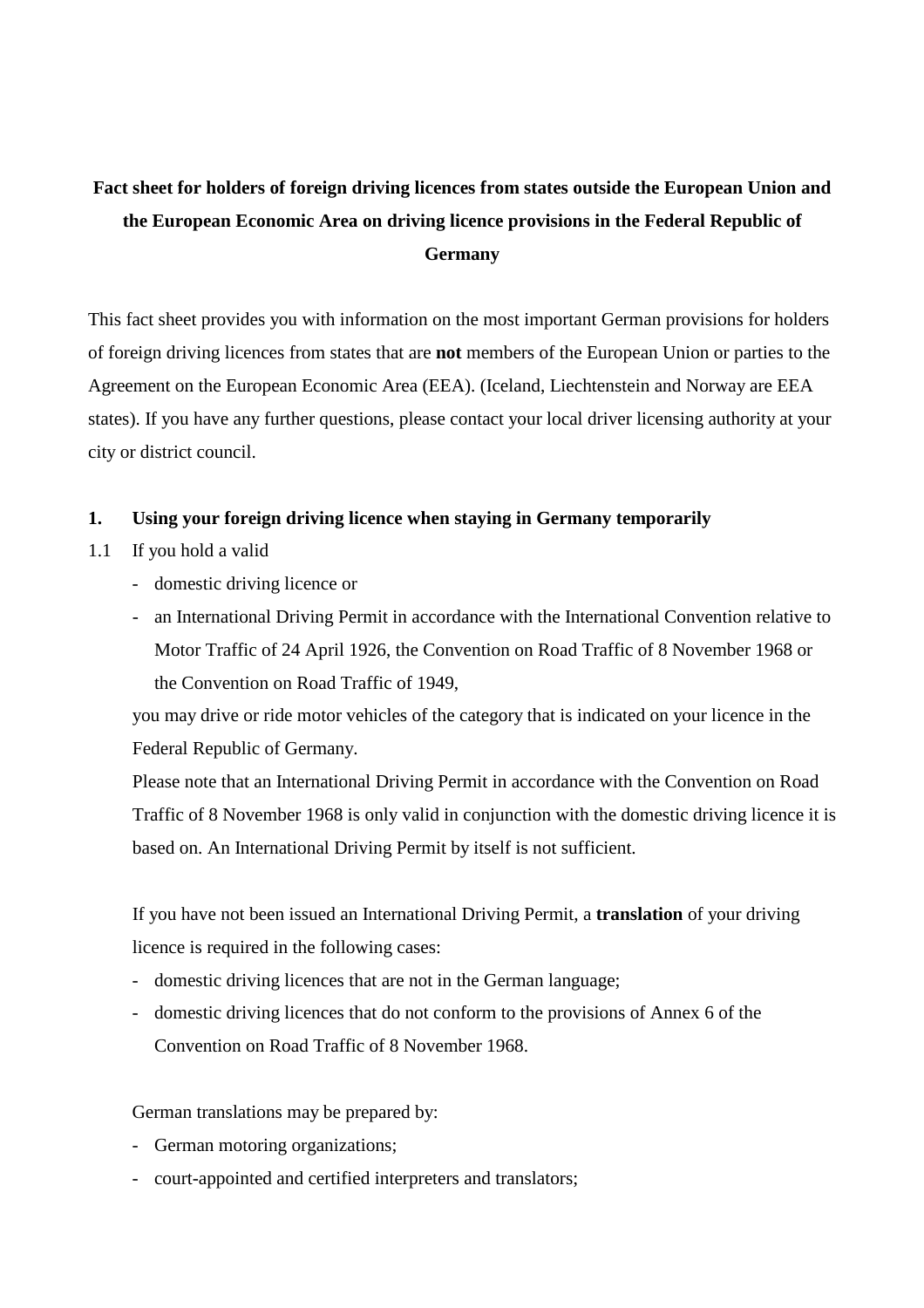# Fact sheet for holders of foreign driving licences from states outside the European Union and the European Economic Area on driving licence provisions in the Federal Republic of Germany

This fact sheet provides you with information on the most important German provisions for holders of foreign driving licences from states that are **not** members of the European Union or parties to the Agreement on the European Economic Area (EEA). (Iceland, Liechtenstein and Norway are EEA states). If you have any further questions, please contact your local driver licensing authority at your city or district council.

## 1. Using your foreign driving licence when staying in Germany temporarily

1.1 If you hold a valid

- domestic driving licence or
- an International Driving Permit in accordance with the International Convention relative to Motor Traffic of 24 April 1926, the Convention on Road Traffic of 8 November 1968 or the Convention on Road Traffic of 1949,

you may drive or ride motor vehicles of the category that is indicated on your licence in the Federal Republic of Germany.

Please note that an International Driving Permit in accordance with the Convention on Road Traffic of 8 November 1968 is only valid in conjunction with the domestic driving licence it is based on. An International Driving Permit by itself is not sufficient.

If you have not been issued an International Driving Permit, a **translation** of your driving licence is required in the following cases:

- domestic driving licences that are not in the German language;
- domestic driving licences that do not conform to the provisions of Annex 6 of the Convention on Road Traffic of 8 November 1968.

German translations may be prepared by:

- German motoring organizations;
- court-appointed and certified interpreters and translators;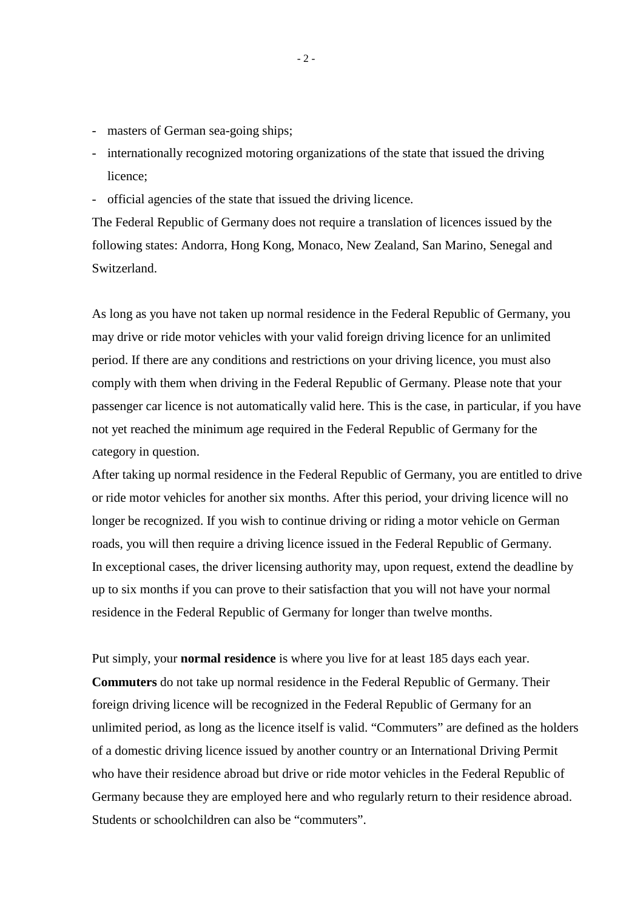- masters of German sea-going ships;
- internationally recognized motoring organizations of the state that issued the driving licence;
- official agencies of the state that issued the driving licence.

The Federal Republic of Germany does not require a translation of licences issued by the following states: Andorra, Hong Kong, Monaco, New Zealand, San Marino, Senegal and Switzerland.

As long as you have not taken up normal residence in the Federal Republic of Germany, you may drive or ride motor vehicles with your valid foreign driving licence for an unlimited period. If there are any conditions and restrictions on your driving licence, you must also comply with them when driving in the Federal Republic of Germany. Please note that your passenger car licence is not automatically valid here. This is the case, in particular, if you have not yet reached the minimum age required in the Federal Republic of Germany for the category in question.

After taking up normal residence in the Federal Republic of Germany, you are entitled to drive or ride motor vehicles for another six months. After this period, your driving licence will no longer be recognized. If you wish to continue driving or riding a motor vehicle on German roads, you will then require a driving licence issued in the Federal Republic of Germany.

In exceptional cases, the driver licensing authority may, upon request, extend the deadline by up to six months if you can prove to their satisfaction that you will not have your normal residence in the Federal Republic of Germany for longer than twelve months.

Put simply, your **normal residence** is where you live for at least 185 days each year.

**Commuters** do not take up normal residence in the Federal Republic of Germany. Their foreign driving licence will be recognized in the Federal Republic of Germany for an unlimited period, as long as the licence itself is valid. "Commuters" are defined as the holders of a domestic driving licence issued by another country or an International Driving Permit who have their residence abroad but drive or ride motor vehicles in the Federal Republic of Germany because they are employed here and who regularly return to their residence abroad. Students or schoolchildren can also be "commuters".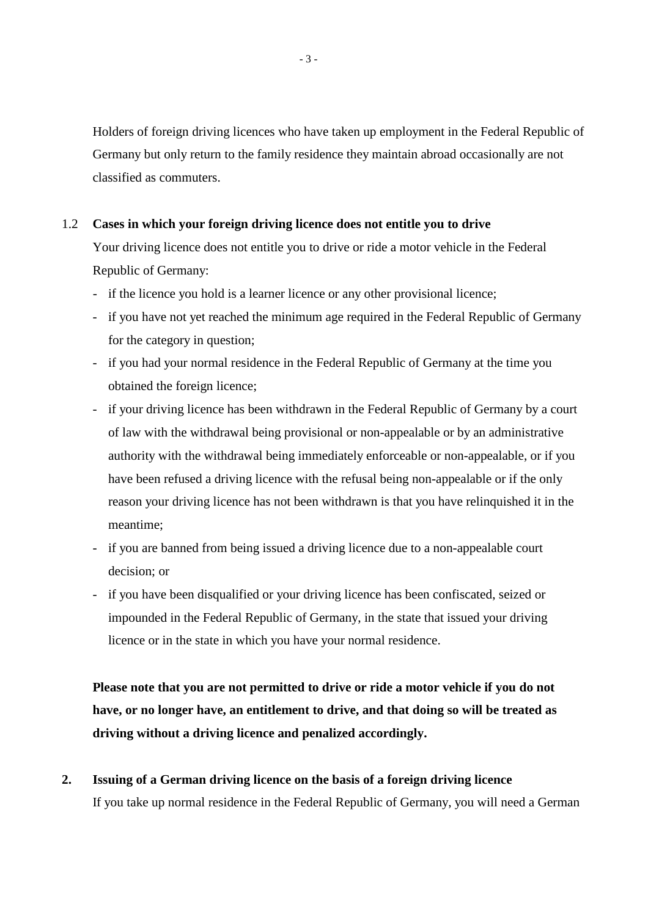Holders of foreign driving licences who have taken up employment in the Federal Republic of Germany but only return to the family residence they maintain abroad occasionally are not classified as commuters.

### 1.2 Cases in which your foreign driving licence does not entitle you to drive

Your driving licence does not entitle you to drive or ride a motor vehicle in the Federal Republic of Germany:

- if the licence you hold is a learner licence or any other provisional licence;
- if you have not yet reached the minimum age required in the Federal Republic of Germany for the category in question;
- if you had your normal residence in the Federal Republic of Germany at the time you obtained the foreign licence;
- if your driving licence has been withdrawn in the Federal Republic of Germany by a court of law with the withdrawal being provisional or non-appealable or by an administrative authority with the withdrawal being immediately enforceable or non-appealable, or if you have been refused a driving licence with the refusal being non-appealable or if the only reason your driving licence has not been withdrawn is that you have relinquished it in the meantime;
- if you are banned from being issued a driving licence due to a non-appealable court decision; or
- if you have been disqualified or your driving licence has been confiscated, seized or impounded in the Federal Republic of Germany, in the state that issued your driving licence or in the state in which you have your normal residence.

**Please note that you are not permitted to drive or ride a motor vehicle if you do not have, or no longer have, an entitlement to drive, and that doing so will be treated as driving without a driving licence and penalized accordingly.**

## 2. Issuing of a German driving licence on the basis of a foreign driving licence

If you take up normal residence in the Federal Republic of Germany, you will need a German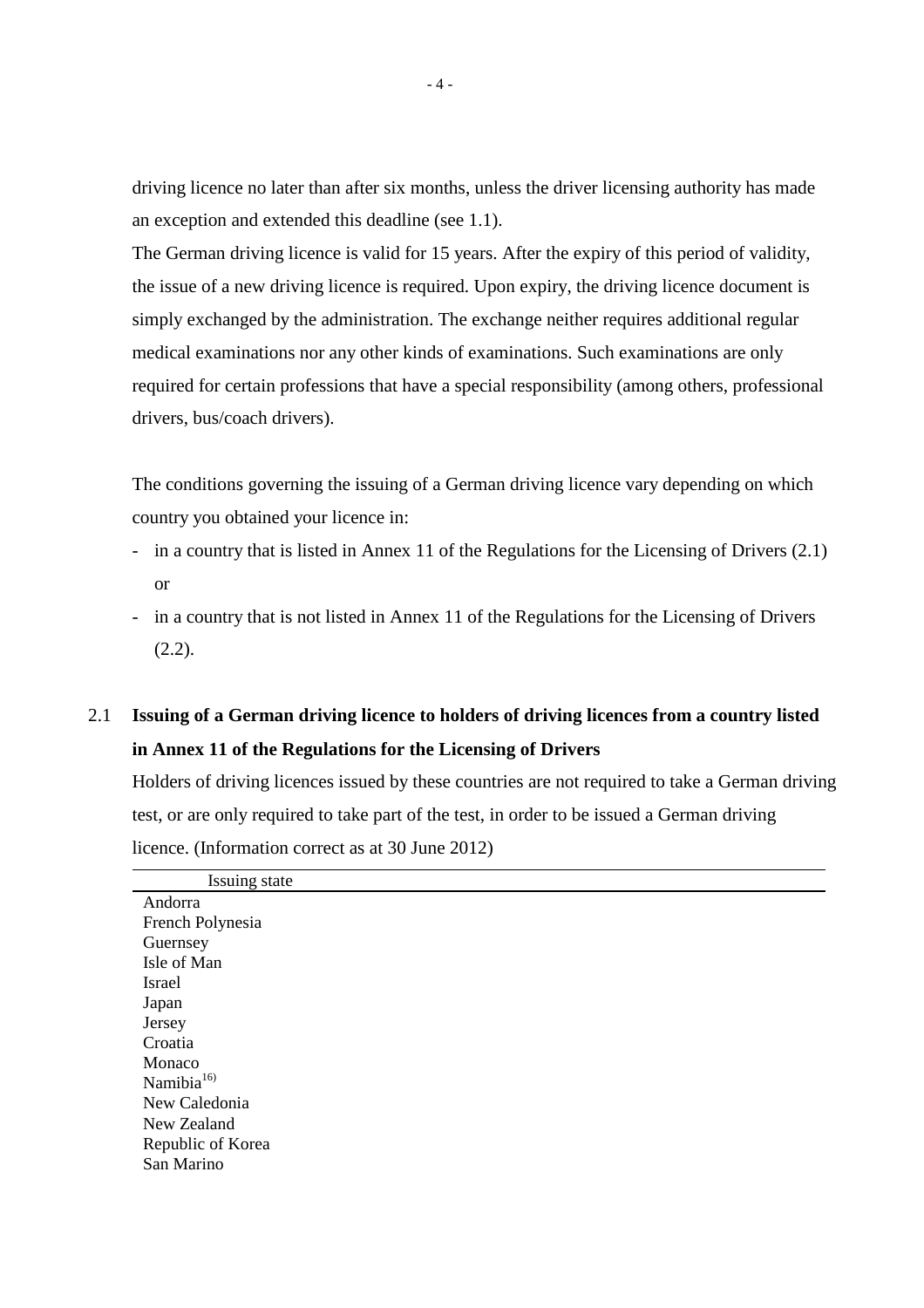driving licence no later than after six months, unless the driver licensing authority has made an exception and extended this deadline (see 1.1).

The German driving licence is valid for 15 years. After the expiry of this period of validity, the issue of a new driving licence is required. Upon expiry, the driving licence document is simply exchanged by the administration. The exchange neither requires additional regular medical examinations nor any other kinds of examinations. Such examinations are only required for certain professions that have a special responsibility (among others, professional drivers, bus/coach drivers).

The conditions governing the issuing of a German driving licence vary depending on which country you obtained your licence in:

- in a country that is listed in Annex 11 of the Regulations for the Licensing of Drivers (2.1) or
- in a country that is not listed in Annex 11 of the Regulations for the Licensing of Drivers (2.2).

## 2.1 Issuing of a German driving licence to holders of driving licences from a country listed in Annex 11 of the Regulations for the Licensing of Drivers

Holders of driving licences issued by these countries are not required to take a German driving test, or are only required to take part of the test, in order to be issued a German driving licence. (Information correct as at 30 June 2012)

| Issuing state |
|---|
| Andorra |
| French Polynesia |
| Guernsey |
| Isle of Man |
| Israel |
| Japan |
| Jersey |
| Croatia |
| Monaco |
| Namibia[16)] |
| New Caledonia |
| New Zealand |
| Republic of Korea |
| San Marino |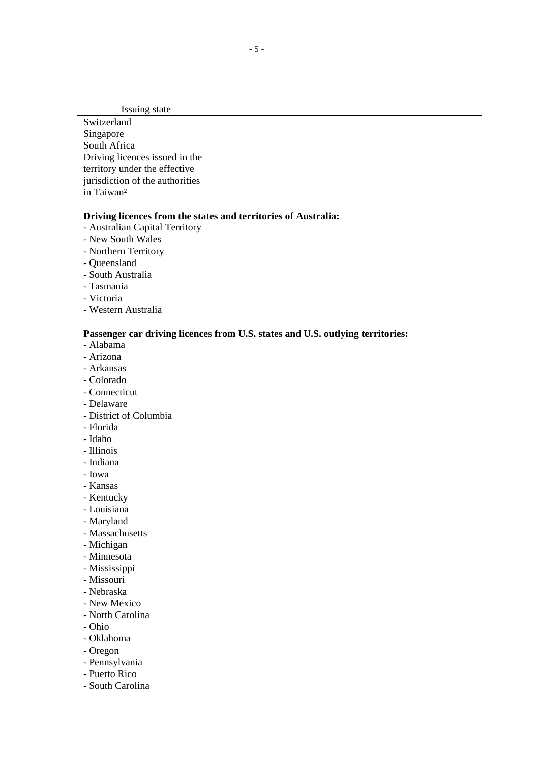| Issuing state |
|---|
| Switzerland |
| Singapore |
| South Africa |
| Driving licences issued in the territory under the effective jurisdiction of the authorities in Taiwan[2] |

**Driving licences from the states and territories of Australia:**

- Australian Capital Territory
- New South Wales
- Northern Territory
- Queensland
- South Australia
- Tasmania
- Victoria
- Western Australia

**Passenger car driving licences from U.S. states and U.S. outlying territories:**

- Alabama
- Arizona
- Arkansas
- Colorado
- Connecticut
- Delaware
- District of Columbia
- Florida
- Idaho
- Illinois
- Indiana
- Iowa
- Kansas
- Kentucky
- Louisiana
- Maryland
- Massachusetts
- Michigan
- Minnesota
- Mississippi
- Missouri
- Nebraska
- New Mexico
- North Carolina
- Ohio
- Oklahoma
- Oregon
- Pennsylvania
- Puerto Rico
- South Carolina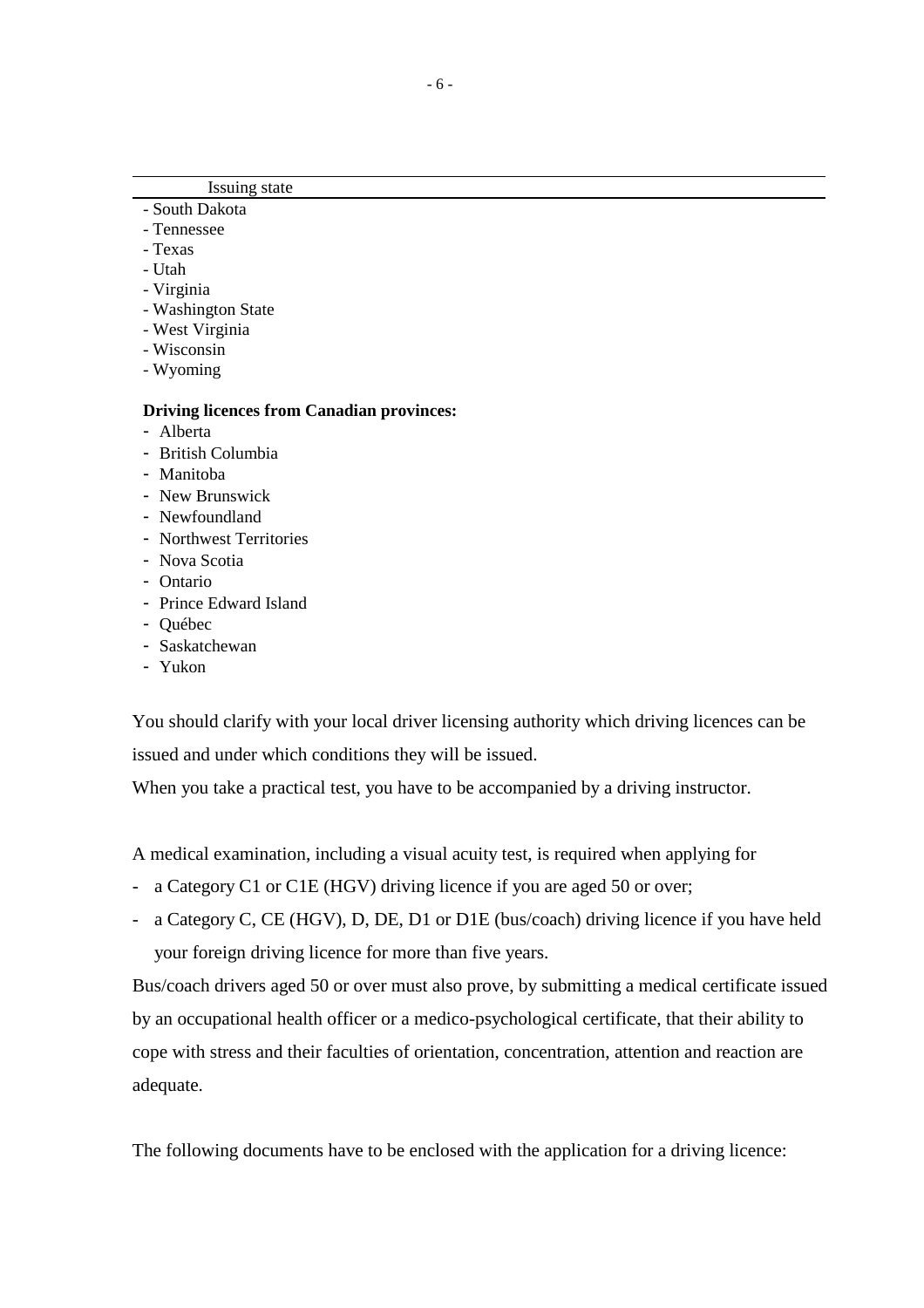| Issuing state |
|---|
| - South Dakota |
| - Tennessee |
| - Texas |
| - Utah |
| - Virginia |
| - Washington State |
| - West Virginia |
| - Wisconsin |
| - Wyoming |

**Driving licences from Canadian provinces:**

- Alberta
- British Columbia
- Manitoba
- New Brunswick
- Newfoundland
- Northwest Territories
- Nova Scotia
- Ontario
- Prince Edward Island
- Québec
- Saskatchewan
- Yukon

You should clarify with your local driver licensing authority which driving licences can be issued and under which conditions they will be issued.

When you take a practical test, you have to be accompanied by a driving instructor.

A medical examination, including a visual acuity test, is required when applying for

- a Category C1 or C1E (HGV) driving licence if you are aged 50 or over;
- a Category C, CE (HGV), D, DE, D1 or D1E (bus/coach) driving licence if you have held your foreign driving licence for more than five years.

Bus/coach drivers aged 50 or over must also prove, by submitting a medical certificate issued by an occupational health officer or a medico-psychological certificate, that their ability to cope with stress and their faculties of orientation, concentration, attention and reaction are adequate.

The following documents have to be enclosed with the application for a driving licence: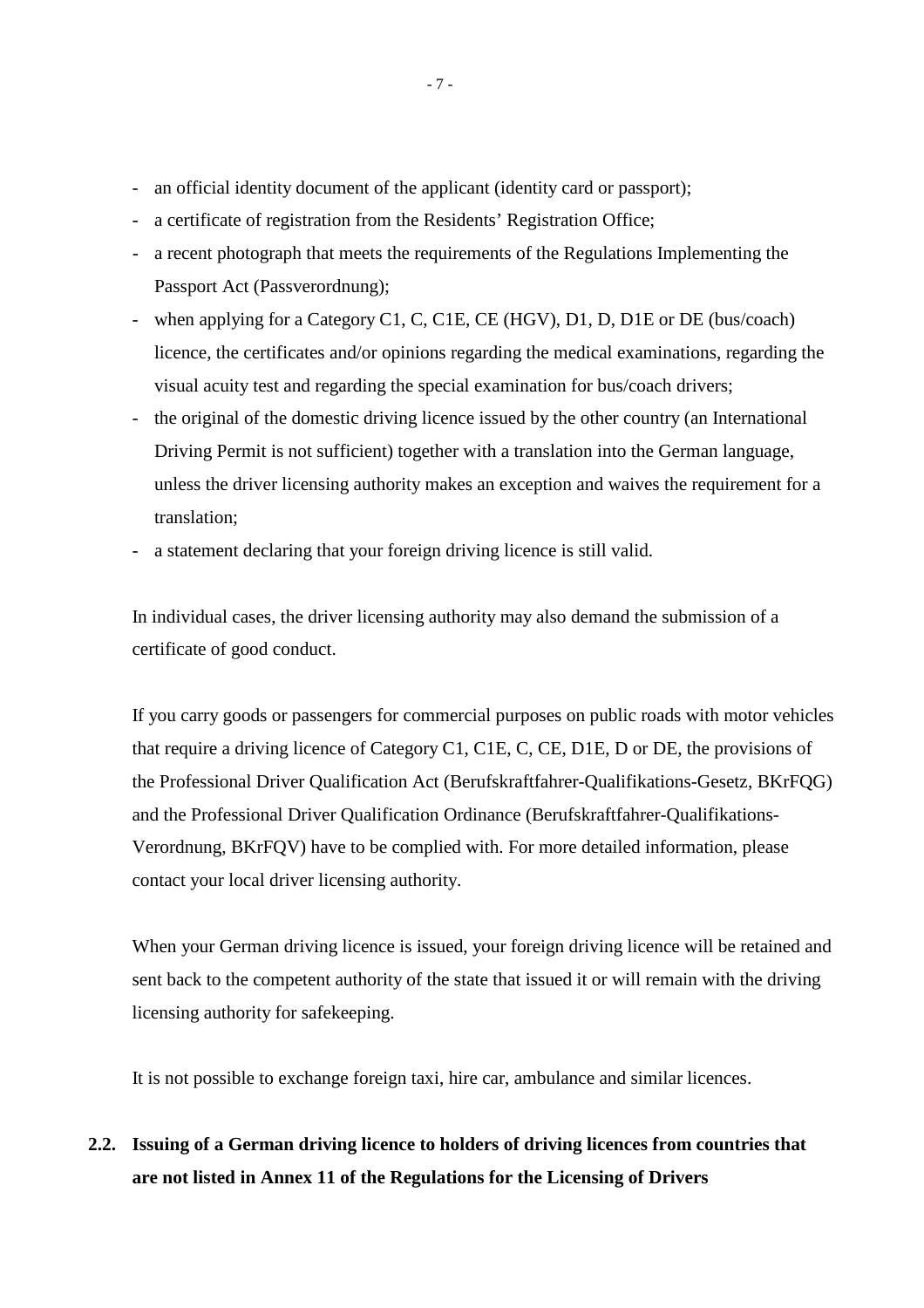- an official identity document of the applicant (identity card or passport);
- a certificate of registration from the Residents' Registration Office;
- a recent photograph that meets the requirements of the Regulations Implementing the Passport Act (Passverordnung);
- when applying for a Category C1, C, C1E, CE (HGV), D1, D, D1E or DE (bus/coach) licence, the certificates and/or opinions regarding the medical examinations, regarding the visual acuity test and regarding the special examination for bus/coach drivers;
- the original of the domestic driving licence issued by the other country (an International Driving Permit is not sufficient) together with a translation into the German language, unless the driver licensing authority makes an exception and waives the requirement for a translation;
- a statement declaring that your foreign driving licence is still valid.

In individual cases, the driver licensing authority may also demand the submission of a certificate of good conduct.

If you carry goods or passengers for commercial purposes on public roads with motor vehicles that require a driving licence of Category C1, C1E, C, CE, D1E, D or DE, the provisions of the Professional Driver Qualification Act (Berufskraftfahrer-Qualifikations-Gesetz, BKrFQG) and the Professional Driver Qualification Ordinance (Berufskraftfahrer-Qualifikations-Verordnung, BKrFQV) have to be complied with. For more detailed information, please contact your local driver licensing authority.

When your German driving licence is issued, your foreign driving licence will be retained and sent back to the competent authority of the state that issued it or will remain with the driving licensing authority for safekeeping.

It is not possible to exchange foreign taxi, hire car, ambulance and similar licences.

## 2.2. Issuing of a German driving licence to holders of driving licences from countries that are not listed in Annex 11 of the Regulations for the Licensing of Drivers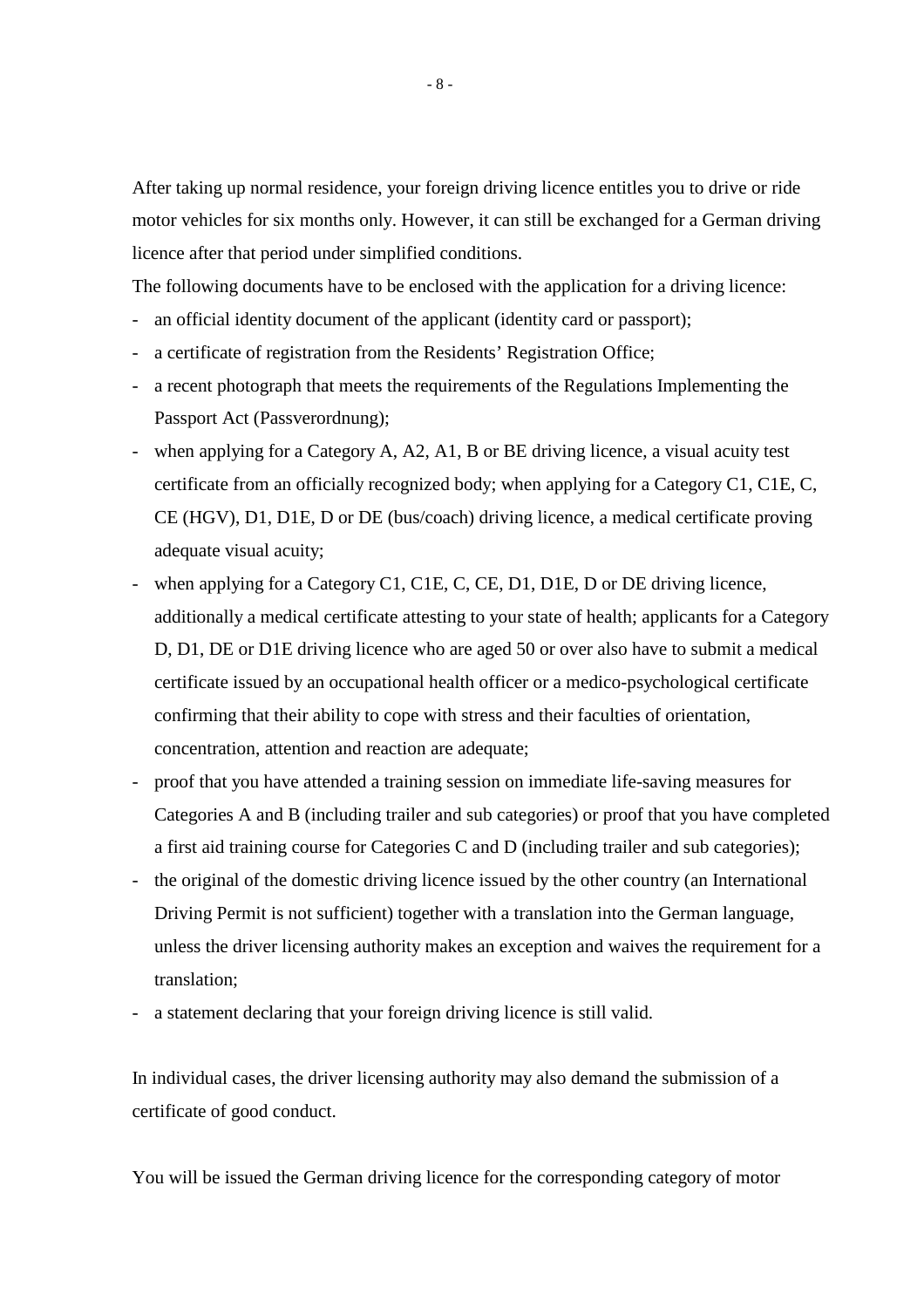After taking up normal residence, your foreign driving licence entitles you to drive or ride motor vehicles for six months only. However, it can still be exchanged for a German driving licence after that period under simplified conditions.

The following documents have to be enclosed with the application for a driving licence:

- an official identity document of the applicant (identity card or passport);
- a certificate of registration from the Residents' Registration Office;
- a recent photograph that meets the requirements of the Regulations Implementing the Passport Act (Passverordnung);
- when applying for a Category A, A2, A1, B or BE driving licence, a visual acuity test certificate from an officially recognized body; when applying for a Category C1, C1E, C, CE (HGV), D1, D1E, D or DE (bus/coach) driving licence, a medical certificate proving adequate visual acuity;
- when applying for a Category C1, C1E, C, CE, D1, D1E, D or DE driving licence, additionally a medical certificate attesting to your state of health; applicants for a Category D, D1, DE or D1E driving licence who are aged 50 or over also have to submit a medical certificate issued by an occupational health officer or a medico-psychological certificate confirming that their ability to cope with stress and their faculties of orientation, concentration, attention and reaction are adequate;
- proof that you have attended a training session on immediate life-saving measures for Categories A and B (including trailer and sub categories) or proof that you have completed a first aid training course for Categories C and D (including trailer and sub categories);
- the original of the domestic driving licence issued by the other country (an International Driving Permit is not sufficient) together with a translation into the German language, unless the driver licensing authority makes an exception and waives the requirement for a translation;
- a statement declaring that your foreign driving licence is still valid.

In individual cases, the driver licensing authority may also demand the submission of a certificate of good conduct.

You will be issued the German driving licence for the corresponding category of motor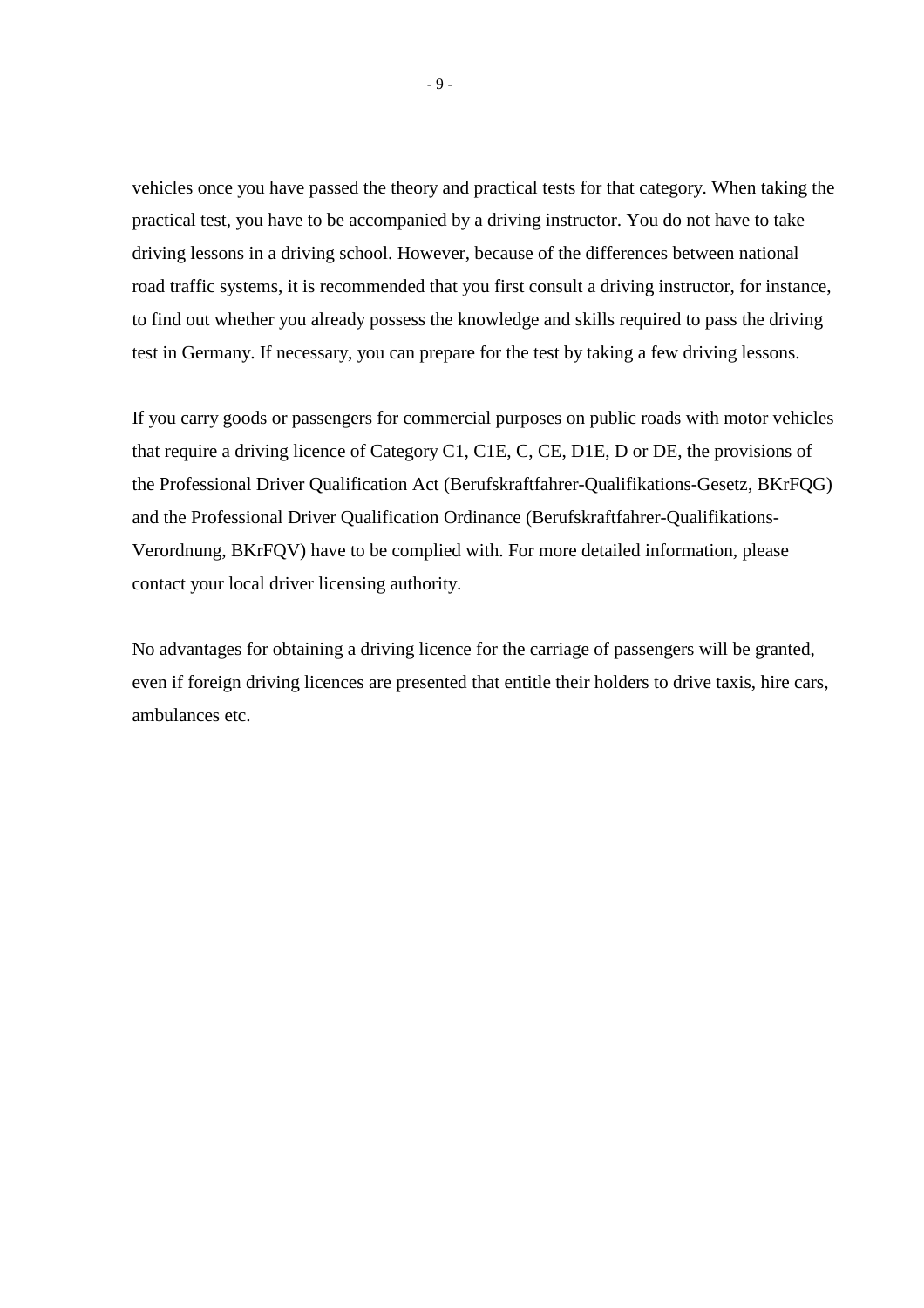vehicles once you have passed the theory and practical tests for that category. When taking the practical test, you have to be accompanied by a driving instructor. You do not have to take driving lessons in a driving school. However, because of the differences between national road traffic systems, it is recommended that you first consult a driving instructor, for instance, to find out whether you already possess the knowledge and skills required to pass the driving test in Germany. If necessary, you can prepare for the test by taking a few driving lessons.

If you carry goods or passengers for commercial purposes on public roads with motor vehicles that require a driving licence of Category C1, C1E, C, CE, D1E, D or DE, the provisions of the Professional Driver Qualification Act (Berufskraftfahrer-Qualifikations-Gesetz, BKrFQG) and the Professional Driver Qualification Ordinance (Berufskraftfahrer-Qualifikations-Verordnung, BKrFQV) have to be complied with. For more detailed information, please contact your local driver licensing authority.

No advantages for obtaining a driving licence for the carriage of passengers will be granted, even if foreign driving licences are presented that entitle their holders to drive taxis, hire cars, ambulances etc.